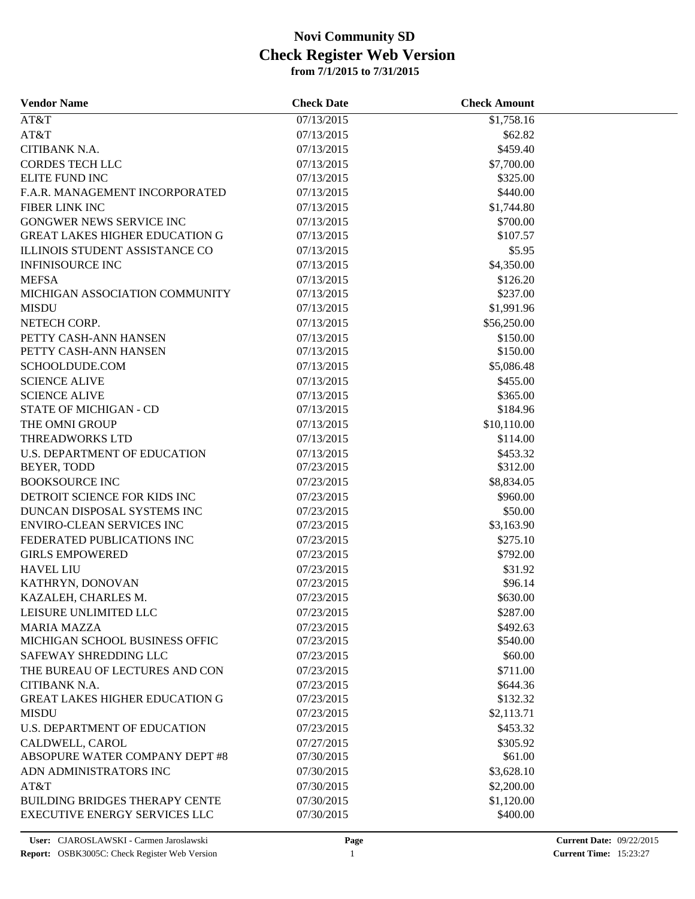# Novi Community SD
## Check Register Web Version
**from 7/1/2015 to 7/31/2015**

| Vendor Name | Check Date | Check Amount |
|---|---|---|
| AT&T | 07/13/2015 | $1,758.16 |
| AT&T | 07/13/2015 | $62.82 |
| CITIBANK N.A. | 07/13/2015 | $459.40 |
| CORDES TECH LLC | 07/13/2015 | $7,700.00 |
| ELITE FUND INC | 07/13/2015 | $325.00 |
| F.A.R. MANAGEMENT INCORPORATED | 07/13/2015 | $440.00 |
| FIBER LINK INC | 07/13/2015 | $1,744.80 |
| GONGWER NEWS SERVICE INC | 07/13/2015 | $700.00 |
| GREAT LAKES HIGHER EDUCATION G | 07/13/2015 | $107.57 |
| ILLINOIS STUDENT ASSISTANCE CO | 07/13/2015 | $5.95 |
| INFINISOURCE INC | 07/13/2015 | $4,350.00 |
| MEFSA | 07/13/2015 | $126.20 |
| MICHIGAN ASSOCIATION COMMUNITY | 07/13/2015 | $237.00 |
| MISDU | 07/13/2015 | $1,991.96 |
| NETECH CORP. | 07/13/2015 | $56,250.00 |
| PETTY CASH-ANN HANSEN | 07/13/2015 | $150.00 |
| PETTY CASH-ANN HANSEN | 07/13/2015 | $150.00 |
| SCHOOLDUDE.COM | 07/13/2015 | $5,086.48 |
| SCIENCE ALIVE | 07/13/2015 | $455.00 |
| SCIENCE ALIVE | 07/13/2015 | $365.00 |
| STATE OF MICHIGAN - CD | 07/13/2015 | $184.96 |
| THE OMNI GROUP | 07/13/2015 | $10,110.00 |
| THREADWORKS LTD | 07/13/2015 | $114.00 |
| U.S. DEPARTMENT OF EDUCATION | 07/13/2015 | $453.32 |
| BEYER, TODD | 07/23/2015 | $312.00 |
| BOOKSOURCE INC | 07/23/2015 | $8,834.05 |
| DETROIT SCIENCE FOR KIDS INC | 07/23/2015 | $960.00 |
| DUNCAN DISPOSAL SYSTEMS INC | 07/23/2015 | $50.00 |
| ENVIRO-CLEAN SERVICES INC | 07/23/2015 | $3,163.90 |
| FEDERATED PUBLICATIONS INC | 07/23/2015 | $275.10 |
| GIRLS EMPOWERED | 07/23/2015 | $792.00 |
| HAVEL LIU | 07/23/2015 | $31.92 |
| KATHRYN, DONOVAN | 07/23/2015 | $96.14 |
| KAZALEH, CHARLES M. | 07/23/2015 | $630.00 |
| LEISURE UNLIMITED LLC | 07/23/2015 | $287.00 |
| MARIA MAZZA | 07/23/2015 | $492.63 |
| MICHIGAN SCHOOL BUSINESS OFFIC | 07/23/2015 | $540.00 |
| SAFEWAY SHREDDING LLC | 07/23/2015 | $60.00 |
| THE BUREAU OF LECTURES AND CON | 07/23/2015 | $711.00 |
| CITIBANK N.A. | 07/23/2015 | $644.36 |
| GREAT LAKES HIGHER EDUCATION G | 07/23/2015 | $132.32 |
| MISDU | 07/23/2015 | $2,113.71 |
| U.S. DEPARTMENT OF EDUCATION | 07/23/2015 | $453.32 |
| CALDWELL, CAROL | 07/27/2015 | $305.92 |
| ABSOPURE WATER COMPANY DEPT #8 | 07/30/2015 | $61.00 |
| ADN ADMINISTRATORS INC | 07/30/2015 | $3,628.10 |
| AT&T | 07/30/2015 | $2,200.00 |
| BUILDING BRIDGES THERAPY CENTE | 07/30/2015 | $1,120.00 |
| EXECUTIVE ENERGY SERVICES LLC | 07/30/2015 | $400.00 |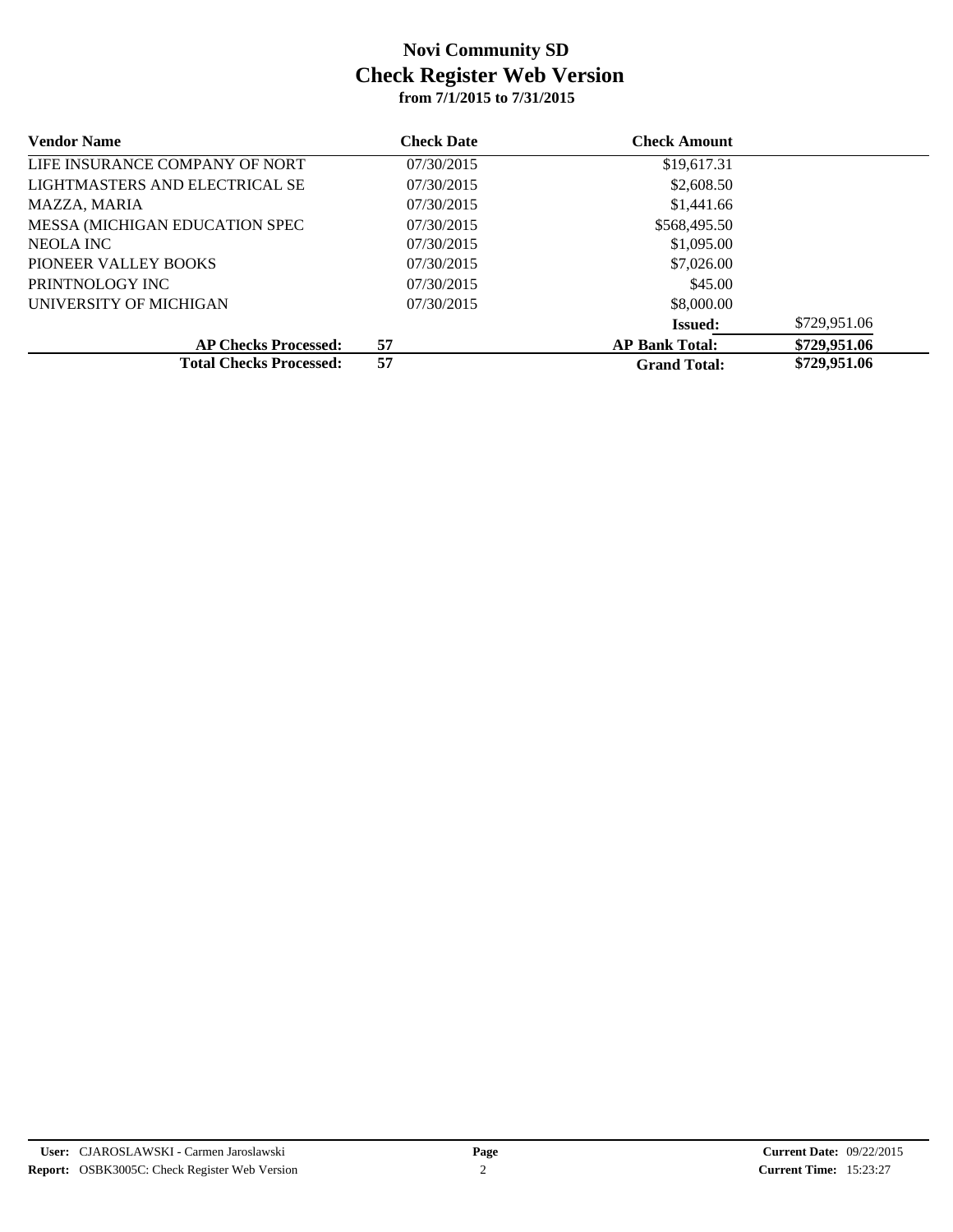# Novi Community SD

## Check Register Web Version

**from 7/1/2015 to 7/31/2015**

| Vendor Name | | Check Date | Check Amount | |
|---|---|---|---|---|
| LIFE INSURANCE COMPANY OF NORT | | 07/30/2015 | $19,617.31 | |
| LIGHTMASTERS AND ELECTRICAL SE | | 07/30/2015 | $2,608.50 | |
| MAZZA, MARIA | | 07/30/2015 | $1,441.66 | |
| MESSA (MICHIGAN EDUCATION SPEC | | 07/30/2015 | $568,495.50 | |
| NEOLA INC | | 07/30/2015 | $1,095.00 | |
| PIONEER VALLEY BOOKS | | 07/30/2015 | $7,026.00 | |
| PRINTNOLOGY INC | | 07/30/2015 | $45.00 | |
| UNIVERSITY OF MICHIGAN | | 07/30/2015 | $8,000.00 | |
| | | | **Issued:** | $729,951.06 |
| **AP Checks Processed:** | **57** | | **AP Bank Total:** | **$729,951.06** |
| **Total Checks Processed:** | **57** | | **Grand Total:** | **$729,951.06** |

**User:** CJAROSLAWSKI - Carmen Jaroslawski
**Report:** OSBK3005C: Check Register Web Version
**Current Date:** 09/22/2015
**Current Time:** 15:23:27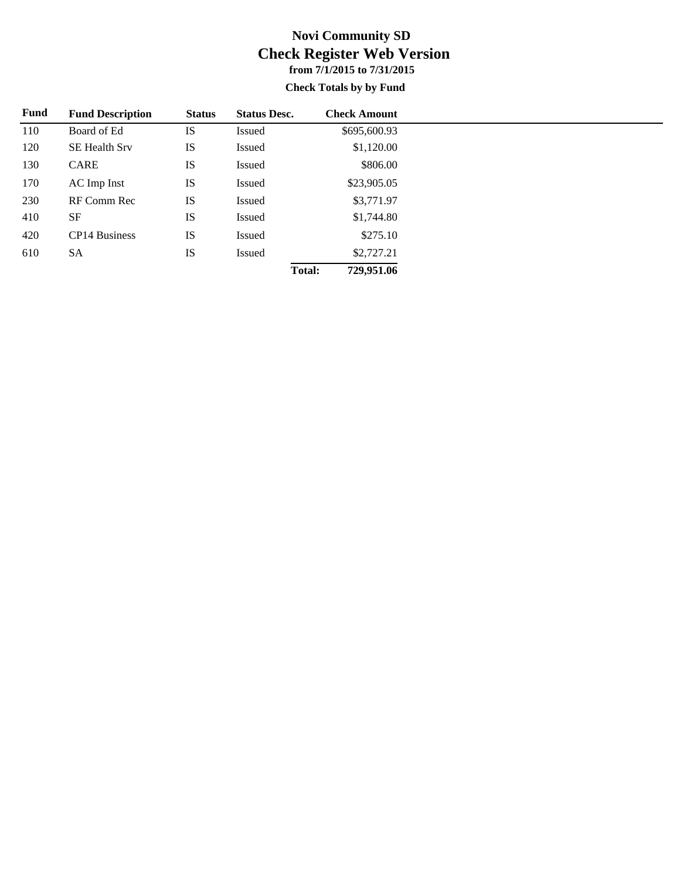# Novi Community SD

## Check Register Web Version

### from 7/1/2015 to 7/31/2015

### Check Totals by by Fund

| Fund | Fund Description | Status | Status Desc. | Check Amount |
|---|---|---|---|---|
| 110 | Board of Ed | IS | Issued | $695,600.93 |
| 120 | SE Health Srv | IS | Issued | $1,120.00 |
| 130 | CARE | IS | Issued | $806.00 |
| 170 | AC Imp Inst | IS | Issued | $23,905.05 |
| 230 | RF Comm Rec | IS | Issued | $3,771.97 |
| 410 | SF | IS | Issued | $1,744.80 |
| 420 | CP14 Business | IS | Issued | $275.10 |
| 610 | SA | IS | Issued | $2,727.21 |
| | | | **Total:** | **729,951.06** |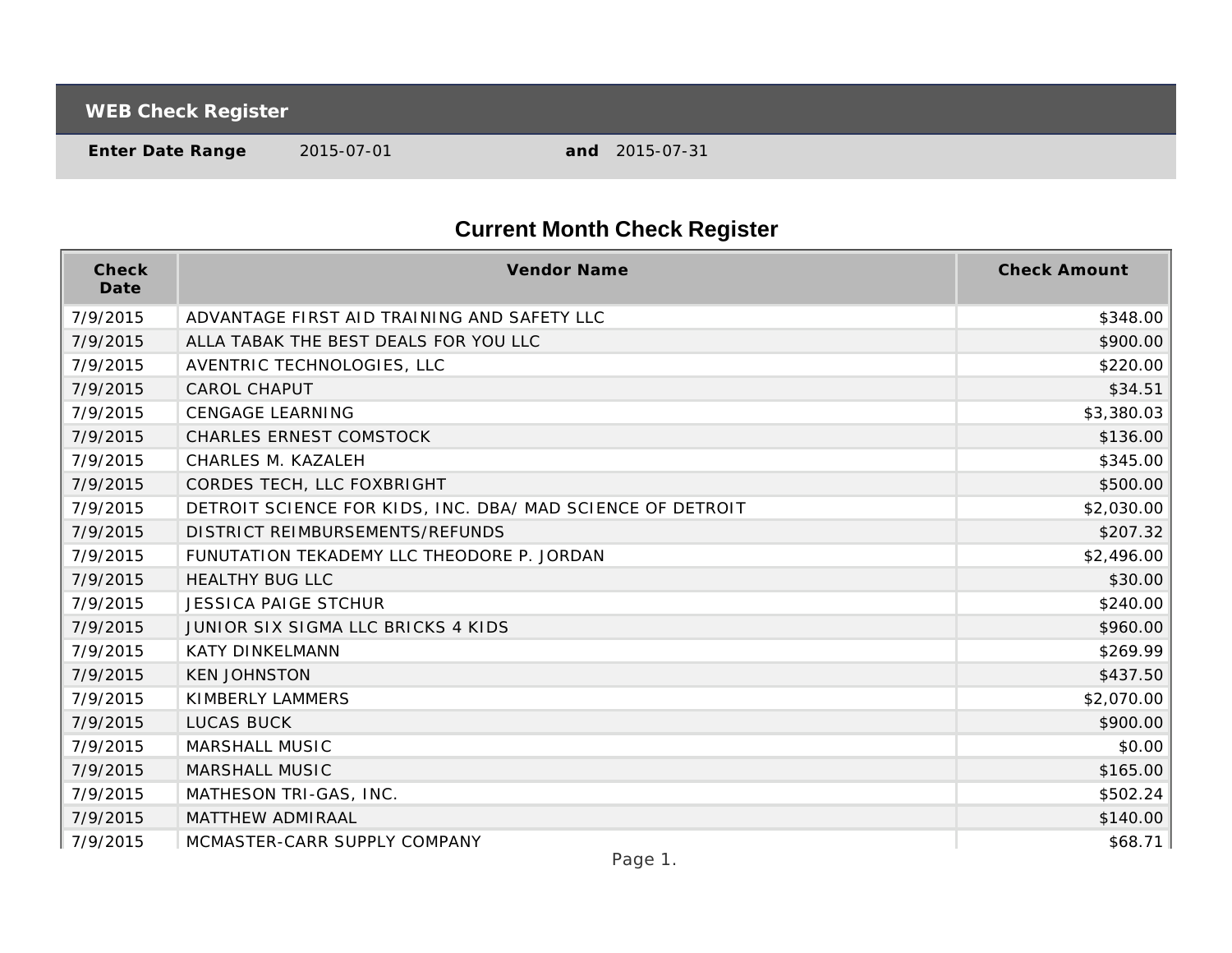## WEB Check Register

**Enter Date Range** 2015-07-01 **and** 2015-07-31

## Current Month Check Register

| Check Date | Vendor Name | Check Amount |
|---|---|---|
| 7/9/2015 | ADVANTAGE FIRST AID TRAINING AND SAFETY LLC | $348.00 |
| 7/9/2015 | ALLA TABAK THE BEST DEALS FOR YOU LLC | $900.00 |
| 7/9/2015 | AVENTRIC TECHNOLOGIES, LLC | $220.00 |
| 7/9/2015 | CAROL CHAPUT | $34.51 |
| 7/9/2015 | CENGAGE LEARNING | $3,380.03 |
| 7/9/2015 | CHARLES ERNEST COMSTOCK | $136.00 |
| 7/9/2015 | CHARLES M. KAZALEH | $345.00 |
| 7/9/2015 | CORDES TECH, LLC FOXBRIGHT | $500.00 |
| 7/9/2015 | DETROIT SCIENCE FOR KIDS, INC. DBA/ MAD SCIENCE OF DETROIT | $2,030.00 |
| 7/9/2015 | DISTRICT REIMBURSEMENTS/REFUNDS | $207.32 |
| 7/9/2015 | FUNUTATION TEKADEMY LLC THEODORE P. JORDAN | $2,496.00 |
| 7/9/2015 | HEALTHY BUG LLC | $30.00 |
| 7/9/2015 | JESSICA PAIGE STCHUR | $240.00 |
| 7/9/2015 | JUNIOR SIX SIGMA LLC BRICKS 4 KIDS | $960.00 |
| 7/9/2015 | KATY DINKELMANN | $269.99 |
| 7/9/2015 | KEN JOHNSTON | $437.50 |
| 7/9/2015 | KIMBERLY LAMMERS | $2,070.00 |
| 7/9/2015 | LUCAS BUCK | $900.00 |
| 7/9/2015 | MARSHALL MUSIC | $0.00 |
| 7/9/2015 | MARSHALL MUSIC | $165.00 |
| 7/9/2015 | MATHESON TRI-GAS, INC. | $502.24 |
| 7/9/2015 | MATTHEW ADMIRAAL | $140.00 |
| 7/9/2015 | MCMASTER-CARR SUPPLY COMPANY | $68.71 |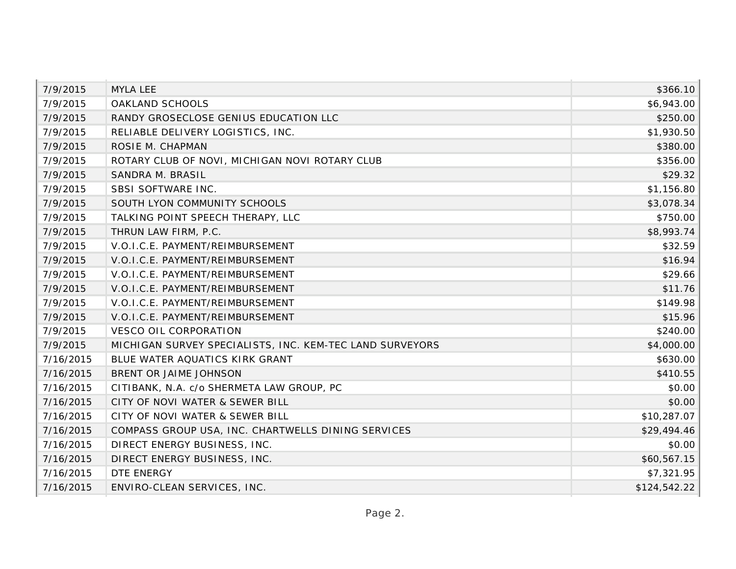| | | |
|---|---|---|
| 7/9/2015 | MYLA LEE | $366.10 |
| 7/9/2015 | OAKLAND SCHOOLS | $6,943.00 |
| 7/9/2015 | RANDY GROSECLOSE GENIUS EDUCATION LLC | $250.00 |
| 7/9/2015 | RELIABLE DELIVERY LOGISTICS, INC. | $1,930.50 |
| 7/9/2015 | ROSIE M. CHAPMAN | $380.00 |
| 7/9/2015 | ROTARY CLUB OF NOVI, MICHIGAN NOVI ROTARY CLUB | $356.00 |
| 7/9/2015 | SANDRA M. BRASIL | $29.32 |
| 7/9/2015 | SBSI SOFTWARE INC. | $1,156.80 |
| 7/9/2015 | SOUTH LYON COMMUNITY SCHOOLS | $3,078.34 |
| 7/9/2015 | TALKING POINT SPEECH THERAPY, LLC | $750.00 |
| 7/9/2015 | THRUN LAW FIRM, P.C. | $8,993.74 |
| 7/9/2015 | V.O.I.C.E. PAYMENT/REIMBURSEMENT | $32.59 |
| 7/9/2015 | V.O.I.C.E. PAYMENT/REIMBURSEMENT | $16.94 |
| 7/9/2015 | V.O.I.C.E. PAYMENT/REIMBURSEMENT | $29.66 |
| 7/9/2015 | V.O.I.C.E. PAYMENT/REIMBURSEMENT | $11.76 |
| 7/9/2015 | V.O.I.C.E. PAYMENT/REIMBURSEMENT | $149.98 |
| 7/9/2015 | V.O.I.C.E. PAYMENT/REIMBURSEMENT | $15.96 |
| 7/9/2015 | VESCO OIL CORPORATION | $240.00 |
| 7/9/2015 | MICHIGAN SURVEY SPECIALISTS, INC. KEM-TEC LAND SURVEYORS | $4,000.00 |
| 7/16/2015 | BLUE WATER AQUATICS KIRK GRANT | $630.00 |
| 7/16/2015 | BRENT OR JAIME JOHNSON | $410.55 |
| 7/16/2015 | CITIBANK, N.A. c/o SHERMETA LAW GROUP, PC | $0.00 |
| 7/16/2015 | CITY OF NOVI WATER & SEWER BILL | $0.00 |
| 7/16/2015 | CITY OF NOVI WATER & SEWER BILL | $10,287.07 |
| 7/16/2015 | COMPASS GROUP USA, INC. CHARTWELLS DINING SERVICES | $29,494.46 |
| 7/16/2015 | DIRECT ENERGY BUSINESS, INC. | $0.00 |
| 7/16/2015 | DIRECT ENERGY BUSINESS, INC. | $60,567.15 |
| 7/16/2015 | DTE ENERGY | $7,321.95 |
| 7/16/2015 | ENVIRO-CLEAN SERVICES, INC. | $124,542.22 |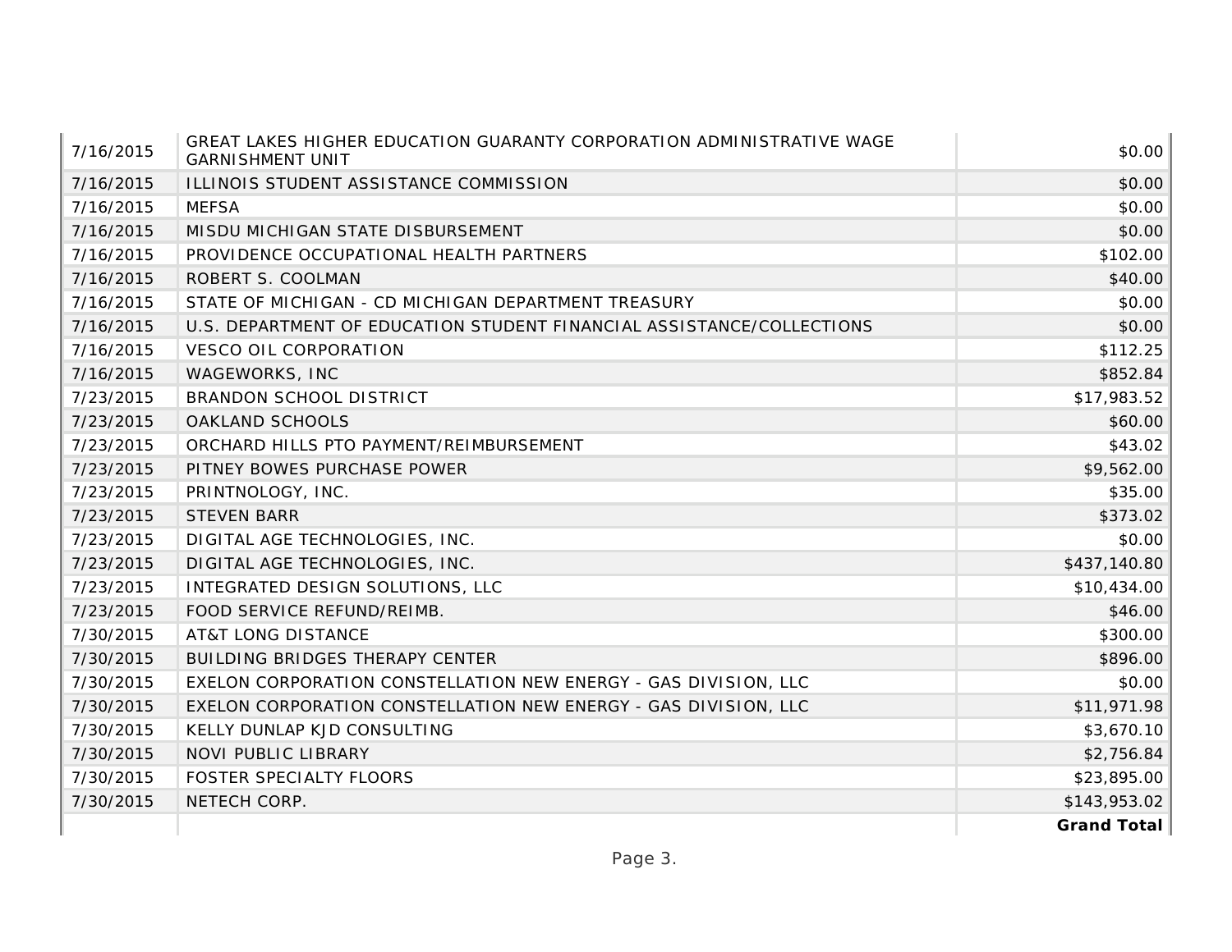| | | |
|---|---|---|
| 7/16/2015 | GREAT LAKES HIGHER EDUCATION GUARANTY CORPORATION ADMINISTRATIVE WAGE GARNISHMENT UNIT | $0.00 |
| 7/16/2015 | ILLINOIS STUDENT ASSISTANCE COMMISSION | $0.00 |
| 7/16/2015 | MEFSA | $0.00 |
| 7/16/2015 | MISDU MICHIGAN STATE DISBURSEMENT | $0.00 |
| 7/16/2015 | PROVIDENCE OCCUPATIONAL HEALTH PARTNERS | $102.00 |
| 7/16/2015 | ROBERT S. COOLMAN | $40.00 |
| 7/16/2015 | STATE OF MICHIGAN - CD MICHIGAN DEPARTMENT TREASURY | $0.00 |
| 7/16/2015 | U.S. DEPARTMENT OF EDUCATION STUDENT FINANCIAL ASSISTANCE/COLLECTIONS | $0.00 |
| 7/16/2015 | VESCO OIL CORPORATION | $112.25 |
| 7/16/2015 | WAGEWORKS, INC | $852.84 |
| 7/23/2015 | BRANDON SCHOOL DISTRICT | $17,983.52 |
| 7/23/2015 | OAKLAND SCHOOLS | $60.00 |
| 7/23/2015 | ORCHARD HILLS PTO PAYMENT/REIMBURSEMENT | $43.02 |
| 7/23/2015 | PITNEY BOWES PURCHASE POWER | $9,562.00 |
| 7/23/2015 | PRINTNOLOGY, INC. | $35.00 |
| 7/23/2015 | STEVEN BARR | $373.02 |
| 7/23/2015 | DIGITAL AGE TECHNOLOGIES, INC. | $0.00 |
| 7/23/2015 | DIGITAL AGE TECHNOLOGIES, INC. | $437,140.80 |
| 7/23/2015 | INTEGRATED DESIGN SOLUTIONS, LLC | $10,434.00 |
| 7/23/2015 | FOOD SERVICE REFUND/REIMB. | $46.00 |
| 7/30/2015 | AT&T LONG DISTANCE | $300.00 |
| 7/30/2015 | BUILDING BRIDGES THERAPY CENTER | $896.00 |
| 7/30/2015 | EXELON CORPORATION CONSTELLATION NEW ENERGY - GAS DIVISION, LLC | $0.00 |
| 7/30/2015 | EXELON CORPORATION CONSTELLATION NEW ENERGY - GAS DIVISION, LLC | $11,971.98 |
| 7/30/2015 | KELLY DUNLAP KJD CONSULTING | $3,670.10 |
| 7/30/2015 | NOVI PUBLIC LIBRARY | $2,756.84 |
| 7/30/2015 | FOSTER SPECIALTY FLOORS | $23,895.00 |
| 7/30/2015 | NETECH CORP. | $143,953.02 |
| | | **Grand Total** |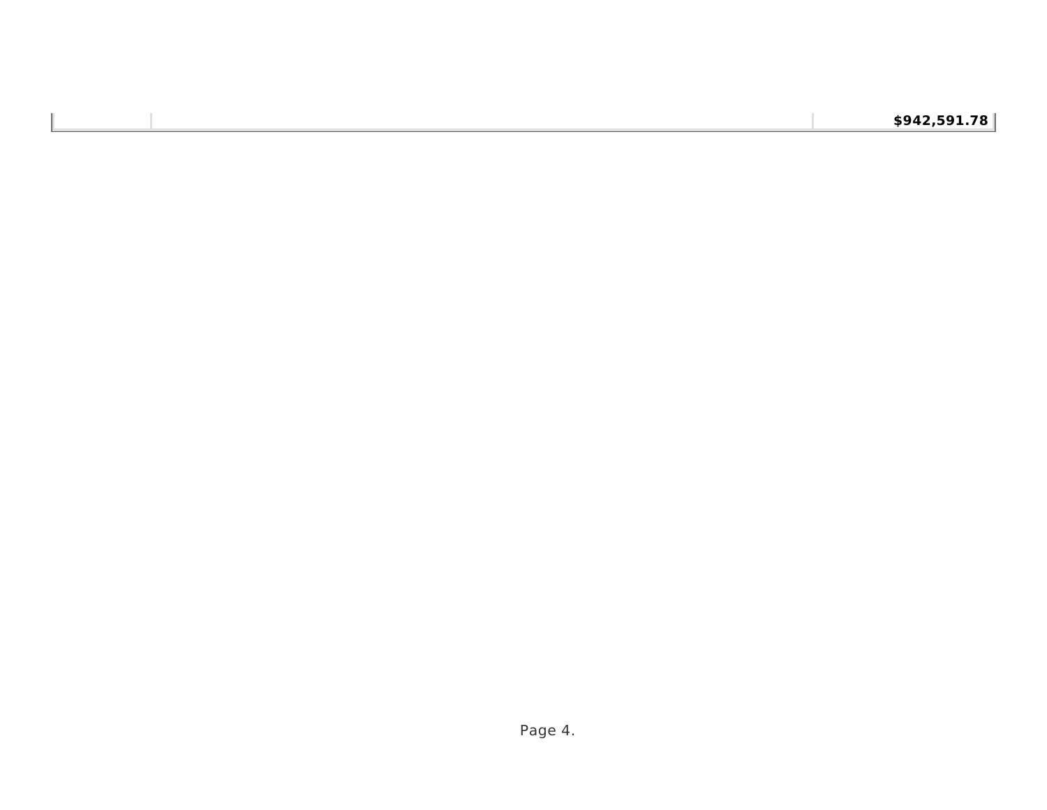| | | |
|---|---|---|
| | | **$942,591.78** |